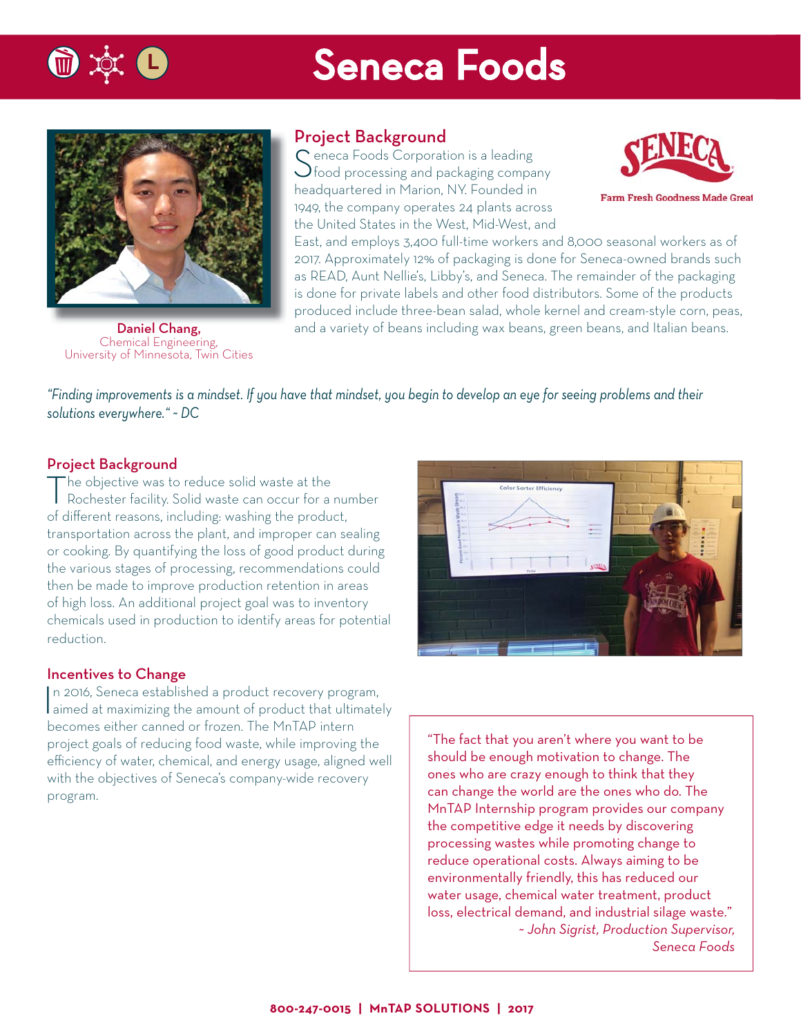# Seneca Foods

**Daniel Chang,**
Chemical Engineering,
University of Minnesota, Twin Cities

## Project Background

Seneca Foods Corporation is a leading food processing and packaging company headquartered in Marion, NY. Founded in 1949, the company operates 24 plants across the United States in the West, Mid-West, and East, and employs 3,400 full-time workers and 8,000 seasonal workers as of 2017. Approximately 12% of packaging is done for Seneca-owned brands such as READ, Aunt Nellie's, Libby's, and Seneca. The remainder of the packaging is done for private labels and other food distributors. Some of the products produced include three-bean salad, whole kernel and cream-style corn, peas, and a variety of beans including wax beans, green beans, and Italian beans.

SENECA
Farm Fresh Goodness Made Great

*"Finding improvements is a mindset. If you have that mindset, you begin to develop an eye for seeing problems and their solutions everywhere." ~ DC*

## Project Background

The objective was to reduce solid waste at the Rochester facility. Solid waste can occur for a number of different reasons, including: washing the product, transportation across the plant, and improper can sealing or cooking. By quantifying the loss of good product during the various stages of processing, recommendations could then be made to improve production retention in areas of high loss. An additional project goal was to inventory chemicals used in production to identify areas for potential reduction.

## Incentives to Change

In 2016, Seneca established a product recovery program, aimed at maximizing the amount of product that ultimately becomes either canned or frozen. The MnTAP intern project goals of reducing food waste, while improving the efficiency of water, chemical, and energy usage, aligned well with the objectives of Seneca's company-wide recovery program.

"The fact that you aren't where you want to be should be enough motivation to change. The ones who are crazy enough to think that they can change the world are the ones who do. The MnTAP Internship program provides our company the competitive edge it needs by discovering processing wastes while promoting change to reduce operational costs. Always aiming to be environmentally friendly, this has reduced our water usage, chemical water treatment, product loss, electrical demand, and industrial silage waste."
*~ John Sigrist, Production Supervisor, Seneca Foods*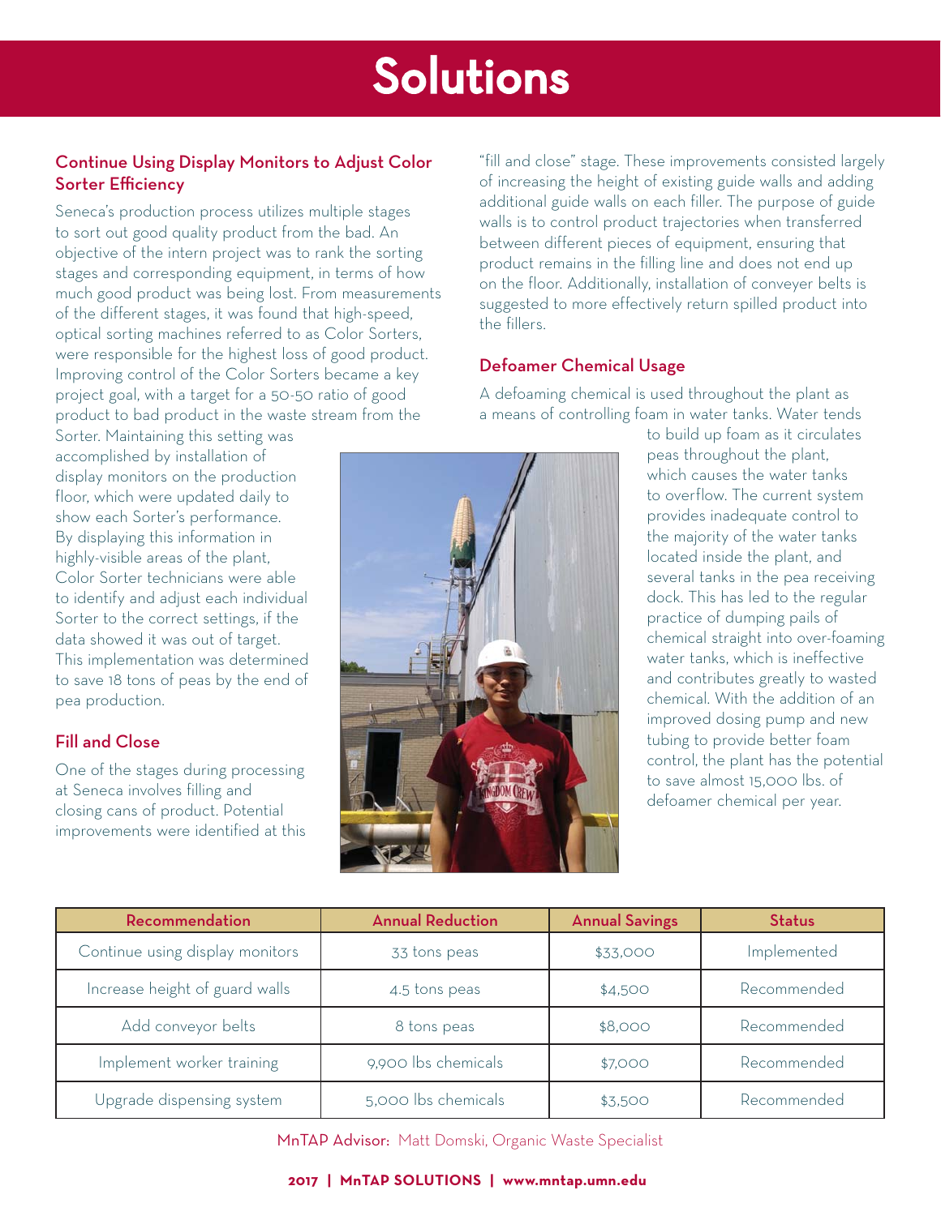# Solutions

## Continue Using Display Monitors to Adjust Color Sorter Efficiency

Seneca's production process utilizes multiple stages to sort out good quality product from the bad. An objective of the intern project was to rank the sorting stages and corresponding equipment, in terms of how much good product was being lost. From measurements of the different stages, it was found that high-speed, optical sorting machines referred to as Color Sorters, were responsible for the highest loss of good product. Improving control of the Color Sorters became a key project goal, with a target for a 50-50 ratio of good product to bad product in the waste stream from the Sorter. Maintaining this setting was accomplished by installation of display monitors on the production floor, which were updated daily to show each Sorter's performance. By displaying this information in highly-visible areas of the plant, Color Sorter technicians were able to identify and adjust each individual Sorter to the correct settings, if the data showed it was out of target. This implementation was determined to save 18 tons of peas by the end of pea production.

## Fill and Close

One of the stages during processing at Seneca involves filling and closing cans of product. Potential improvements were identified at this "fill and close" stage. These improvements consisted largely of increasing the height of existing guide walls and adding additional guide walls on each filler. The purpose of guide walls is to control product trajectories when transferred between different pieces of equipment, ensuring that product remains in the filling line and does not end up on the floor. Additionally, installation of conveyer belts is suggested to more effectively return spilled product into the fillers.

## Defoamer Chemical Usage

A defoaming chemical is used throughout the plant as a means of controlling foam in water tanks. Water tends to build up foam as it circulates peas throughout the plant, which causes the water tanks to overflow. The current system provides inadequate control to the majority of the water tanks located inside the plant, and several tanks in the pea receiving dock. This has led to the regular practice of dumping pails of chemical straight into over-foaming water tanks, which is ineffective and contributes greatly to wasted chemical. With the addition of an improved dosing pump and new tubing to provide better foam control, the plant has the potential to save almost 15,000 lbs. of defoamer chemical per year.

| Recommendation | Annual Reduction | Annual Savings | Status |
|---|---|---|---|
| Continue using display monitors | 33 tons peas | $33,000 | Implemented |
| Increase height of guard walls | 4.5 tons peas | $4,500 | Recommended |
| Add conveyor belts | 8 tons peas | $8,000 | Recommended |
| Implement worker training | 9,900 lbs chemicals | $7,000 | Recommended |
| Upgrade dispensing system | 5,000 lbs chemicals | $3,500 | Recommended |

MnTAP Advisor: Matt Domski, Organic Waste Specialist